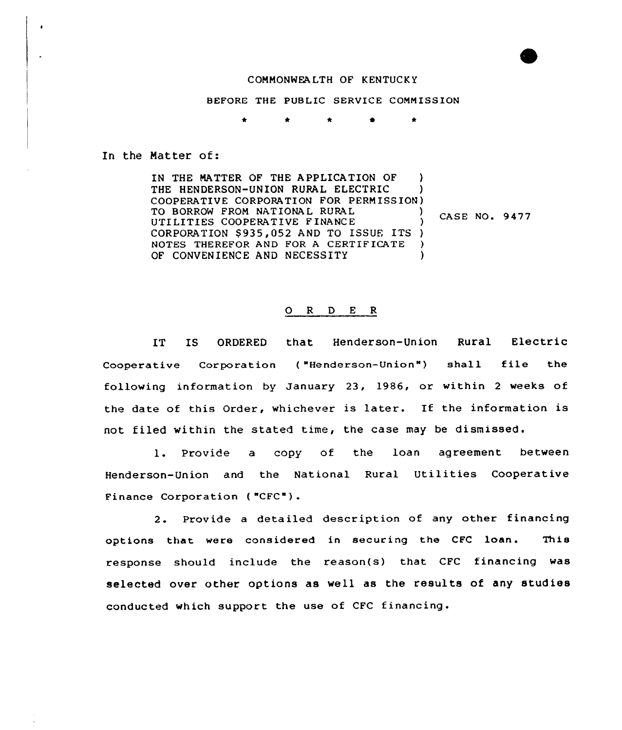COMMONWEALTH OF KENTUCKY

BEFORE THE PUBLIC SERVICE COMMISSION

\* \* \* \* \*

In the Matter of:

IN THE MATTER OF THE APPLICATION OF THE HENDERSON-UNION RURAL ELECTRIC COOPERATIVE CORPORATION FOR PERMISSION TO BORROW FROM NATIONAL RURAL UTILITIES COOPERATIVE FINANCE CORPORATION $935,052 AND TO ISSUE ITS NOTES THEREFOR AND FOR A CERTIFICATE OF CONVENIENCE AND NECESSITY ) CASE NO. 9477

## O R D E R

IT IS ORDERED that Henderson-Union Rural Electric Cooperative Corporation ("Henderson-Union") shall file the following information by January 23, 1986, or within 2 weeks of the date of this Order, whichever is later. If the information is not filed within the stated time, the case may be dismissed.

1. Provide a copy of the loan agreement between Henderson-Union and the National Rural Utilities Cooperative Finance Corporation ("CFC").

2. Provide a detailed description of any other financing options that were considered in securing the CFC loan. This response should include the reason(s) that CFC financing was selected over other options as well as the results of any studies conducted which support the use of CFC financing.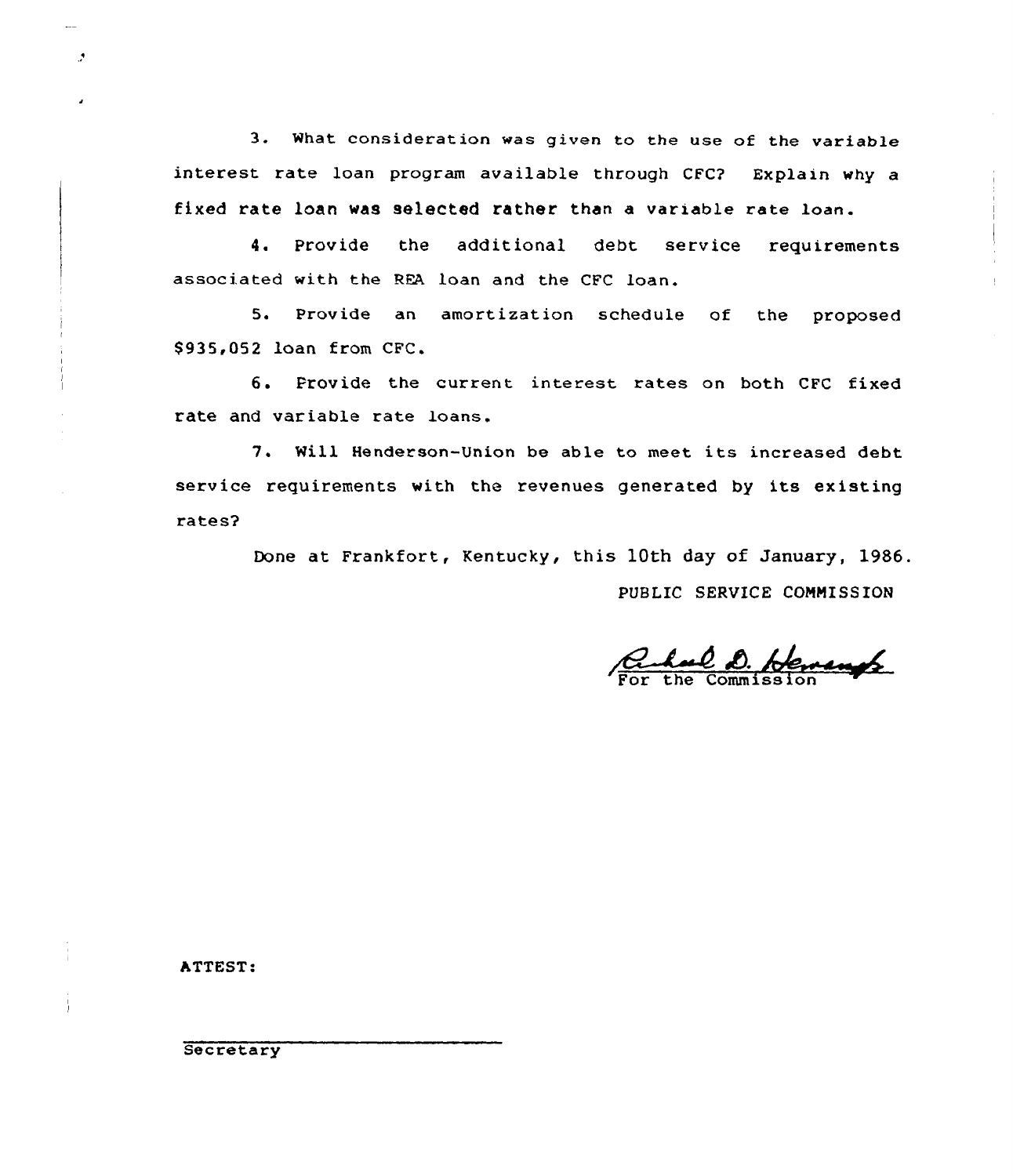3. What consideration was given to the use of the variable interest rate loan program available through CFC? Explain why a fixed rate loan was selected rather than a variable rate loan.

4. Provide the additional debt service requirements associated with the REA loan and the CFC loan.

5. Provide an amortization schedule of the proposed $935,052 loan from CFC.

6. Provide the current interest rates on both CFC fixed rate and variable rate loans.

7. Will Henderson-Union be able to meet its increased debt service requirements with the revenues generated by its existing rates?

Done at Frankfort, Kentucky, this 10th day of January, 1986.

PUBLIC SERVICE COMMISSION

For the Commission

ATTEST:

Secretary